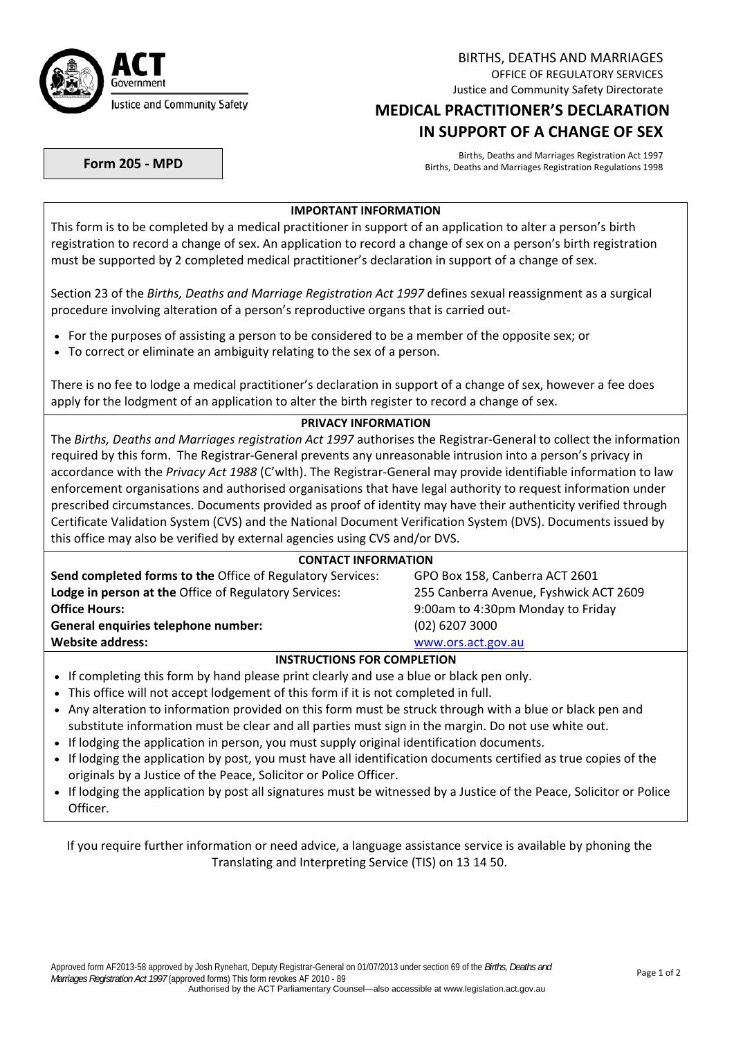ACT Government
Justice and Community Safety

BIRTHS, DEATHS AND MARRIAGES
OFFICE OF REGULATORY SERVICES
Justice and Community Safety Directorate

# MEDICAL PRACTITIONER'S DECLARATION IN SUPPORT OF A CHANGE OF SEX

**Form 205 - MPD**

Births, Deaths and Marriages Registration Act 1997
Births, Deaths and Marriages Registration Regulations 1998

## IMPORTANT INFORMATION

This form is to be completed by a medical practitioner in support of an application to alter a person's birth registration to record a change of sex. An application to record a change of sex on a person's birth registration must be supported by 2 completed medical practitioner's declaration in support of a change of sex.

Section 23 of the *Births, Deaths and Marriage Registration Act 1997* defines sexual reassignment as a surgical procedure involving alteration of a person's reproductive organs that is carried out-

- For the purposes of assisting a person to be considered to be a member of the opposite sex; or
- To correct or eliminate an ambiguity relating to the sex of a person.

There is no fee to lodge a medical practitioner's declaration in support of a change of sex, however a fee does apply for the lodgment of an application to alter the birth register to record a change of sex.

## PRIVACY INFORMATION

The *Births, Deaths and Marriages registration Act 1997* authorises the Registrar-General to collect the information required by this form. The Registrar-General prevents any unreasonable intrusion into a person's privacy in accordance with the *Privacy Act 1988* (C'wlth). The Registrar-General may provide identifiable information to law enforcement organisations and authorised organisations that have legal authority to request information under prescribed circumstances. Documents provided as proof of identity may have their authenticity verified through Certificate Validation System (CVS) and the National Document Verification System (DVS). Documents issued by this office may also be verified by external agencies using CVS and/or DVS.

## CONTACT INFORMATION

| | |
|---|---|
| **Send completed forms to the** Office of Regulatory Services: | GPO Box 158, Canberra ACT 2601 |
| **Lodge in person at the** Office of Regulatory Services: | 255 Canberra Avenue, Fyshwick ACT 2609 |
| **Office Hours:** | 9:00am to 4:30pm Monday to Friday |
| **General enquiries telephone number:** | (02) 6207 3000 |
| **Website address:** | www.ors.act.gov.au |

## INSTRUCTIONS FOR COMPLETION

- If completing this form by hand please print clearly and use a blue or black pen only.
- This office will not accept lodgement of this form if it is not completed in full.
- Any alteration to information provided on this form must be struck through with a blue or black pen and substitute information must be clear and all parties must sign in the margin. Do not use white out.
- If lodging the application in person, you must supply original identification documents.
- If lodging the application by post, you must have all identification documents certified as true copies of the originals by a Justice of the Peace, Solicitor or Police Officer.
- If lodging the application by post all signatures must be witnessed by a Justice of the Peace, Solicitor or Police Officer.

If you require further information or need advice, a language assistance service is available by phoning the Translating and Interpreting Service (TIS) on 13 14 50.

Approved form AF2013-58 approved by Josh Rynehart, Deputy Registrar-General on 01/07/2013 under section 69 of the *Births, Deaths and Marriages Registration Act 1997* (approved forms) This form revokes AF 2010 - 89
Authorised by the ACT Parliamentary Counsel—also accessible at www.legislation.act.gov.au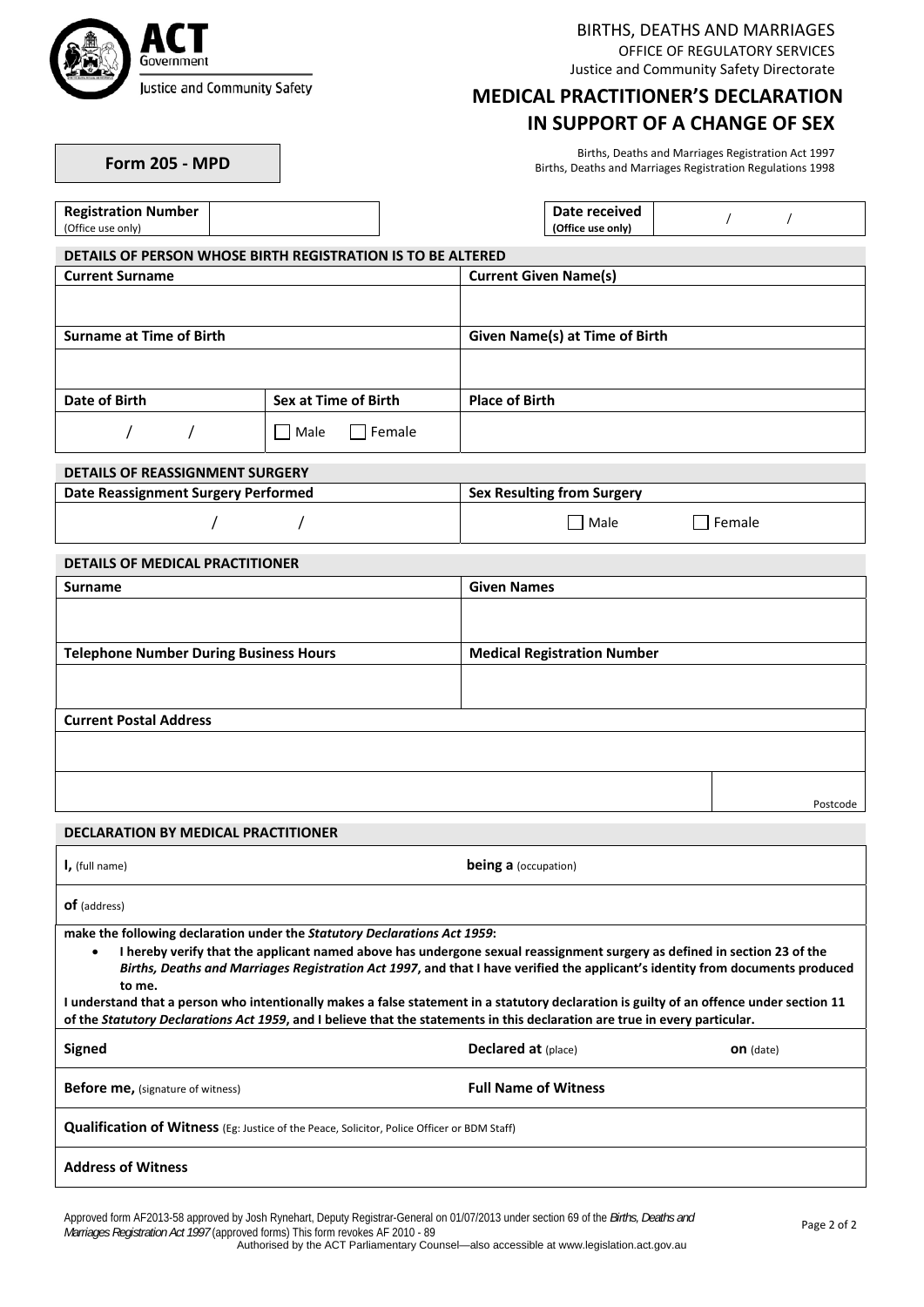ACT Government
Justice and Community Safety

BIRTHS, DEATHS AND MARRIAGES
OFFICE OF REGULATORY SERVICES
Justice and Community Safety Directorate

# MEDICAL PRACTITIONER'S DECLARATION IN SUPPORT OF A CHANGE OF SEX

**Form 205 - MPD**

Births, Deaths and Marriages Registration Act 1997
Births, Deaths and Marriages Registration Regulations 1998

| | | | |
|---|---|---|---|
| **Registration Number** (Office use only) | | **Date received (Office use only)** | / / |

## DETAILS OF PERSON WHOSE BIRTH REGISTRATION IS TO BE ALTERED

| | | |
|---|---|---|
| **Current Surname** | | **Current Given Name(s)** |
| | | |
| **Surname at Time of Birth** | | **Given Name(s) at Time of Birth** |
| | | |
| **Date of Birth** | **Sex at Time of Birth** | **Place of Birth** |
| / / | ☐ Male ☐ Female | |

## DETAILS OF REASSIGNMENT SURGERY

| | |
|---|---|
| **Date Reassignment Surgery Performed** | **Sex Resulting from Surgery** |
| / / | ☐ Male ☐ Female |

## DETAILS OF MEDICAL PRACTITIONER

| | |
|---|---|
| **Surname** | **Given Names** |
| | |
| **Telephone Number During Business Hours** | **Medical Registration Number** |
| | |

| | |
|---|---|
| **Current Postal Address** | |
| | |
| | Postcode |

## DECLARATION BY MEDICAL PRACTITIONER

**I,** (full name) **being a** (occupation)

**of** (address)

**make the following declaration under the *Statutory Declarations Act 1959*:**

- **I hereby verify that the applicant named above has undergone sexual reassignment surgery as defined in section 23 of the *Births, Deaths and Marriages Registration Act 1997*, and that I have verified the applicant's identity from documents produced to me.**

**I understand that a person who intentionally makes a false statement in a statutory declaration is guilty of an offence under section 11 of the *Statutory Declarations Act 1959*, and I believe that the statements in this declaration are true in every particular.**

| | | |
|---|---|---|
| **Signed** | **Declared at** (place) | **on** (date) |
| **Before me,** (signature of witness) | **Full Name of Witness** | |

**Qualification of Witness** (Eg: Justice of the Peace, Solicitor, Police Officer or BDM Staff)

**Address of Witness**

Approved form AF2013-58 approved by Josh Rynehart, Deputy Registrar-General on 01/07/2013 under section 69 of the *Births, Deaths and Marriages Registration Act 1997* (approved forms) This form revokes AF 2010 - 89
Authorised by the ACT Parliamentary Counsel—also accessible at www.legislation.act.gov.au